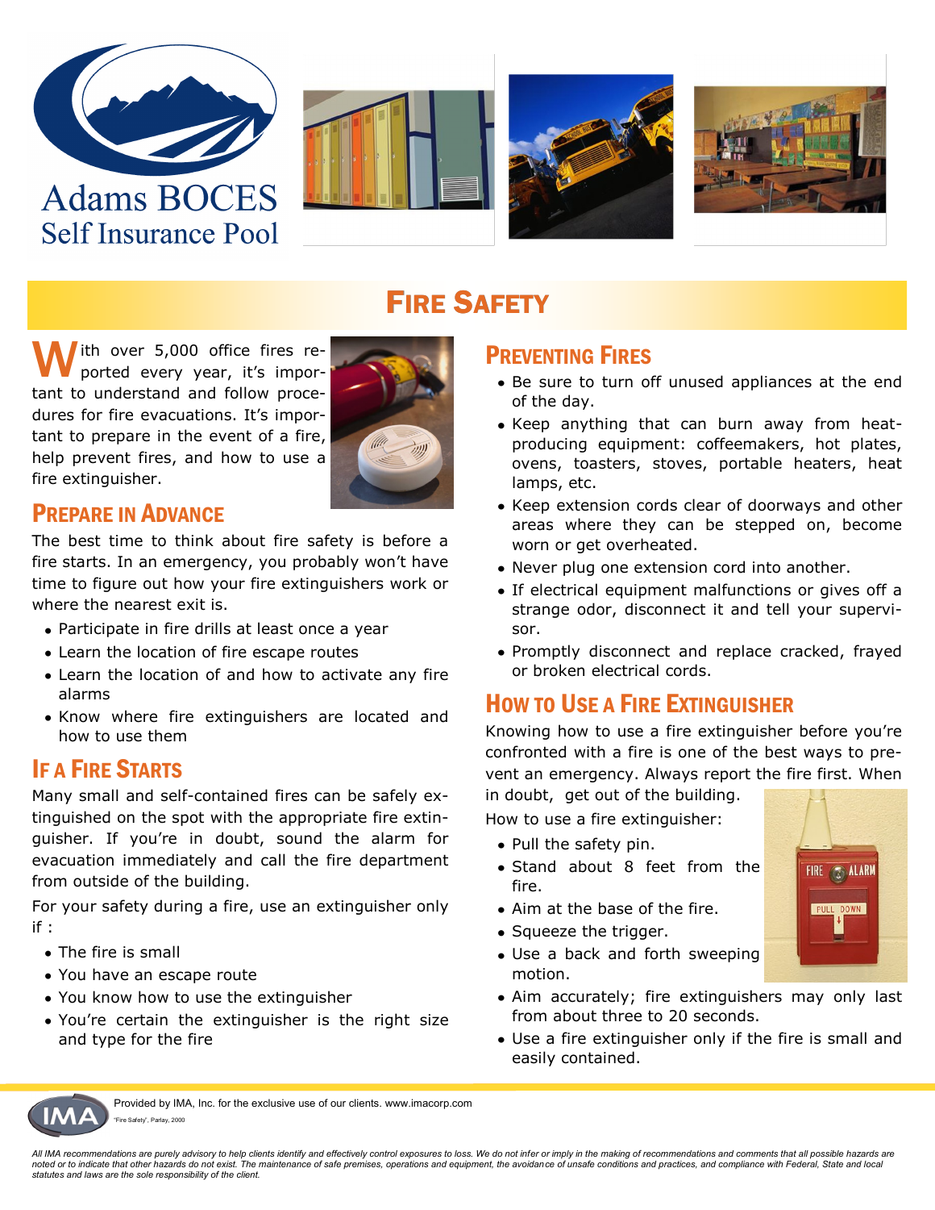Adams BOCES
Self Insurance Pool

# Fire Safety

With over 5,000 office fires reported every year, it's important to understand and follow procedures for fire evacuations. It's important to prepare in the event of a fire, help prevent fires, and how to use a fire extinguisher.

## Prepare in Advance

The best time to think about fire safety is before a fire starts. In an emergency, you probably won't have time to figure out how your fire extinguishers work or where the nearest exit is.

- Participate in fire drills at least once a year
- Learn the location of fire escape routes
- Learn the location of and how to activate any fire alarms
- Know where fire extinguishers are located and how to use them

## If a Fire Starts

Many small and self-contained fires can be safely extinguished on the spot with the appropriate fire extinguisher. If you're in doubt, sound the alarm for evacuation immediately and call the fire department from outside of the building.

For your safety during a fire, use an extinguisher only if :

- The fire is small
- You have an escape route
- You know how to use the extinguisher
- You're certain the extinguisher is the right size and type for the fire

## Preventing Fires

- Be sure to turn off unused appliances at the end of the day.
- Keep anything that can burn away from heat-producing equipment: coffeemakers, hot plates, ovens, toasters, stoves, portable heaters, heat lamps, etc.
- Keep extension cords clear of doorways and other areas where they can be stepped on, become worn or get overheated.
- Never plug one extension cord into another.
- If electrical equipment malfunctions or gives off a strange odor, disconnect it and tell your supervisor.
- Promptly disconnect and replace cracked, frayed or broken electrical cords.

## How to Use a Fire Extinguisher

Knowing how to use a fire extinguisher before you're confronted with a fire is one of the best ways to prevent an emergency. Always report the fire first. When in doubt, get out of the building.

How to use a fire extinguisher:

- Pull the safety pin.
- Stand about 8 feet from the fire.
- Aim at the base of the fire.
- Squeeze the trigger.
- Use a back and forth sweeping motion.
- Aim accurately; fire extinguishers may only last from about three to 20 seconds.
- Use a fire extinguisher only if the fire is small and easily contained.

Provided by IMA, Inc. for the exclusive use of our clients. www.imacorp.com

"Fire Safety", Parlay, 2000

*All IMA recommendations are purely advisory to help clients identify and effectively control exposures to loss. We do not infer or imply in the making of recommendations and comments that all possible hazards are noted or to indicate that other hazards do not exist. The maintenance of safe premises, operations and equipment, the avoidance of unsafe conditions and practices, and compliance with Federal, State and local statutes and laws are the sole responsibility of the client.*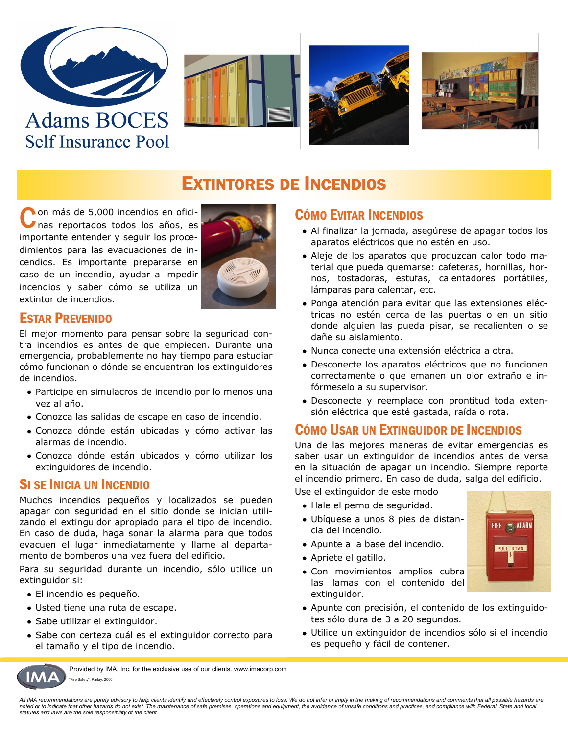Adams BOCES
Self Insurance Pool

# Extintores de Incendios

Con más de 5,000 incendios en oficinas reportados todos los años, es importante entender y seguir los procedimientos para las evacuaciones de incendios. Es importante prepararse en caso de un incendio, ayudar a impedir incendios y saber cómo se utiliza un extintor de incendios.

## Estar Prevenido

El mejor momento para pensar sobre la seguridad contra incendios es antes de que empiecen. Durante una emergencia, probablemente no hay tiempo para estudiar cómo funcionan o dónde se encuentran los extinguidores de incendios.

- Participe en simulacros de incendio por lo menos una vez al año.
- Conozca las salidas de escape en caso de incendio.
- Conozca dónde están ubicadas y cómo activar las alarmas de incendio.
- Conozca dónde están ubicados y cómo utilizar los extinguidores de incendio.

## Si se Inicia un Incendio

Muchos incendios pequeños y localizados se pueden apagar con seguridad en el sitio donde se inician utilizando el extinguidor apropiado para el tipo de incendio. En caso de duda, haga sonar la alarma para que todos evacuen el lugar inmediatamente y llame al departamento de bomberos una vez fuera del edificio.

Para su seguridad durante un incendio, sólo utilice un extinguidor si:

- El incendio es pequeño.
- Usted tiene una ruta de escape.
- Sabe utilizar el extinguidor.
- Sabe con certeza cuál es el extinguidor correcto para el tamaño y el tipo de incendio.

## Cómo Evitar Incendios

- Al finalizar la jornada, asegúrese de apagar todos los aparatos eléctricos que no estén en uso.
- Aleje de los aparatos que produzcan calor todo material que pueda quemarse: cafeteras, hornillas, hornos, tostadoras, estufas, calentadores portátiles, lámparas para calentar, etc.
- Ponga atención para evitar que las extensiones eléctricas no estén cerca de las puertas o en un sitio donde alguien las pueda pisar, se recalienten o se dañe su aislamiento.
- Nunca conecte una extensión eléctrica a otra.
- Desconecte los aparatos eléctricos que no funcionen correctamente o que emanen un olor extraño e infórmeselo a su supervisor.
- Desconecte y reemplace con prontitud toda extensión eléctrica que esté gastada, raída o rota.

## Cómo Usar un Extinguidor de Incendios

Una de las mejores maneras de evitar emergencias es saber usar un extinguidor de incendios antes de verse en la situación de apagar un incendio. Siempre reporte el incendio primero. En caso de duda, salga del edificio.

Use el extinguidor de este modo

- Hale el perno de seguridad.
- Ubíquese a unos 8 pies de distancia del incendio.
- Apunte a la base del incendio.
- Apriete el gatillo.
- Con movimientos amplios cubra las llamas con el contenido del extinguidor.
- Apunte con precisión, el contenido de los extinguidotes sólo dura de 3 a 20 segundos.
- Utilice un extinguidor de incendios sólo si el incendio es pequeño y fácil de contener.

Provided by IMA, Inc. for the exclusive use of our clients. www.imacorp.com

"Fire Safety", Parlay, 2000

*All IMA recommendations are purely advisory to help clients identify and effectively control exposures to loss. We do not infer or imply in the making of recommendations and comments that all possible hazards are noted or to indicate that other hazards do not exist. The maintenance of safe premises, operations and equipment, the avoidance of unsafe conditions and practices, and compliance with Federal, State and local statutes and laws are the sole responsibility of the client.*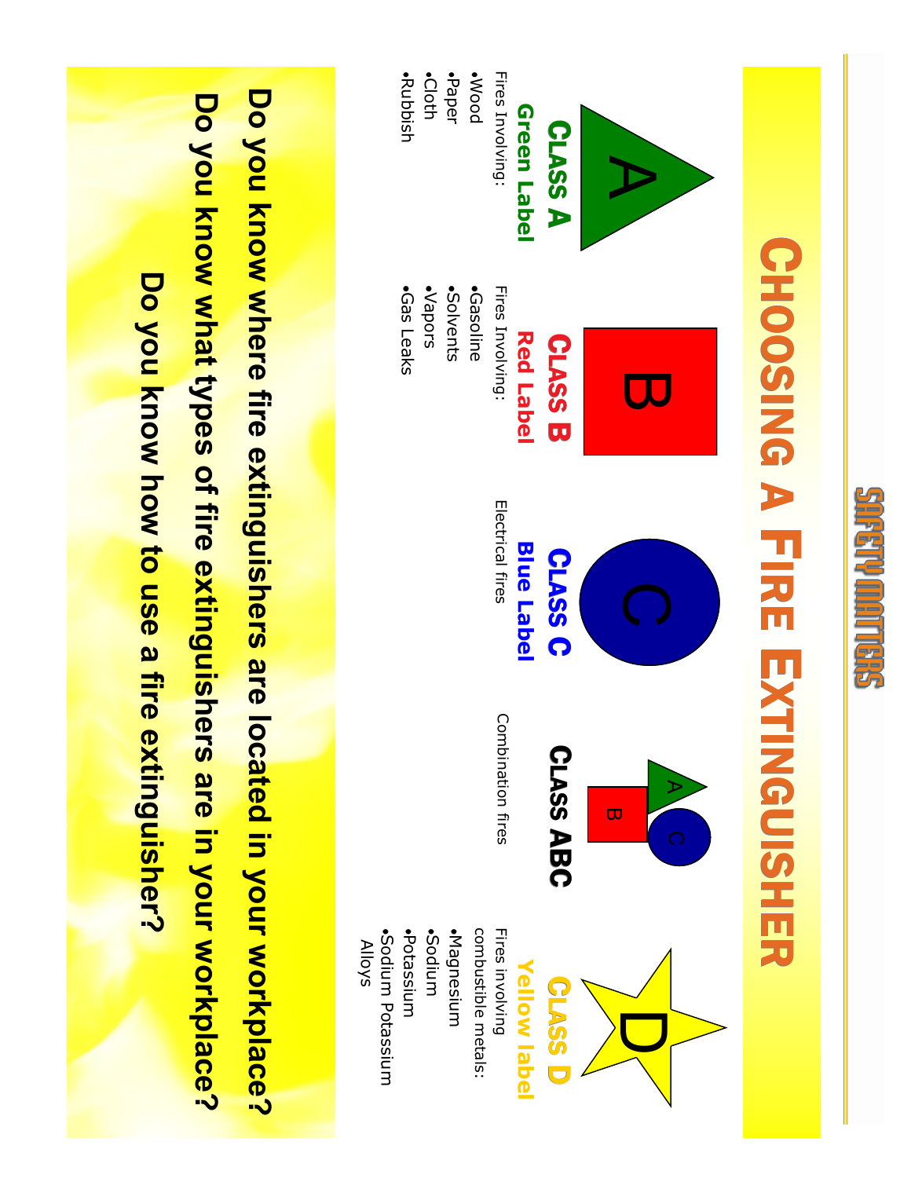SAFETY MATTERS

# CHOOSING A FIRE EXTINGUISHER

## CLASS A

**Green Label**

Fires Involving:

- Wood
- Paper
- Cloth
- Rubbish

## CLASS B

**Red Label**

Fires Involving:

- Gasoline
- Solvents
- Vapors
- Gas Leaks

## CLASS C

**Blue Label**

Electrical fires

## CLASS ABC

Combination fires

## CLASS D

**Yellow label**

Fires involving combustible metals:

- Magnesium
- Sodium
- Potassium
- Sodium Potassium Alloys

**Do you know where fire extinguishers are located in your workplace?**

**Do you know what types of fire extinguishers are in your workplace?**

**Do you know how to use a fire extinguisher?**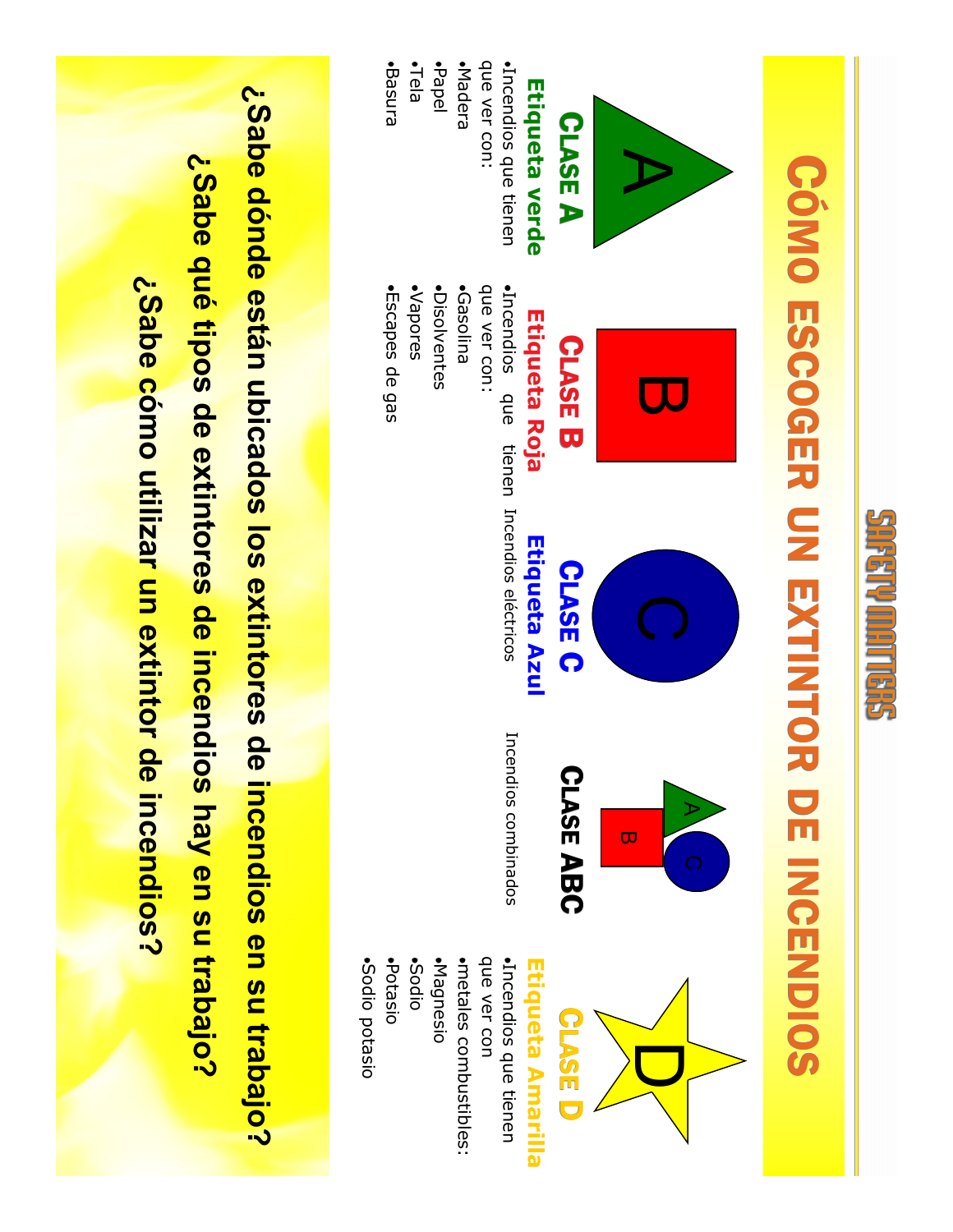SAFETY MATTERS

# CÓMO ESCOGER UN EXTINTOR DE INCENDIOS

## CLASE A

**Etiqueta verde**

- Incendios que tienen que ver con:
- Madera
- Papel
- Tela
- Basura

## CLASE B

**Etiqueta Roja**

- Incendios que tienen que ver con:
- Gasolina
- Disolventes
- Vapores
- Escapes de gas

## CLASE C

**Etiqueta Azul**

Incendios eléctricos

## CLASE ABC

Incendios combinados

## CLASE D

**Etiqueta Amarilla**

- Incendios que tienen que ver con
- metales combustibles:
- Magnesio
- Sodio
- Potasio
- Sodio potasio

**¿Sabe dónde están ubicados los extintores de incendios en su trabajo?**

**¿Sabe qué tipos de extintores de incendios hay en su trabajo?**

**¿Sabe cómo utilizar un extintor de incendios?**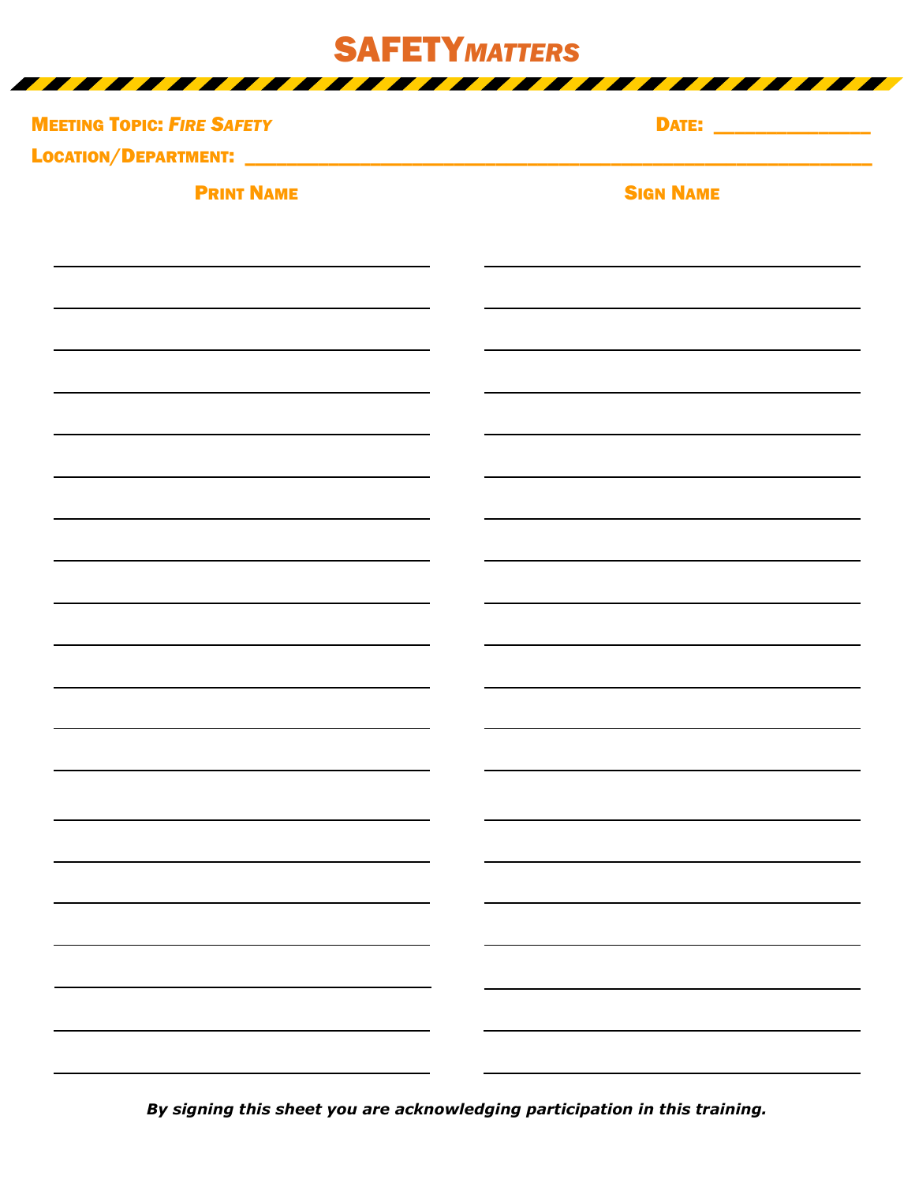# SAFETY*MATTERS*

**Meeting Topic:** ***Fire Safety*** **Date:** ______________

**Location/Department:** ______________________________________________________

| Print Name | Sign Name |
| --- | --- |
| | |
| | |
| | |
| | |
| | |
| | |
| | |
| | |
| | |
| | |
| | |
| | |
| | |
| | |
| | |
| | |
| | |
| | |
| | |
| | |

***By signing this sheet you are acknowledging participation in this training.***